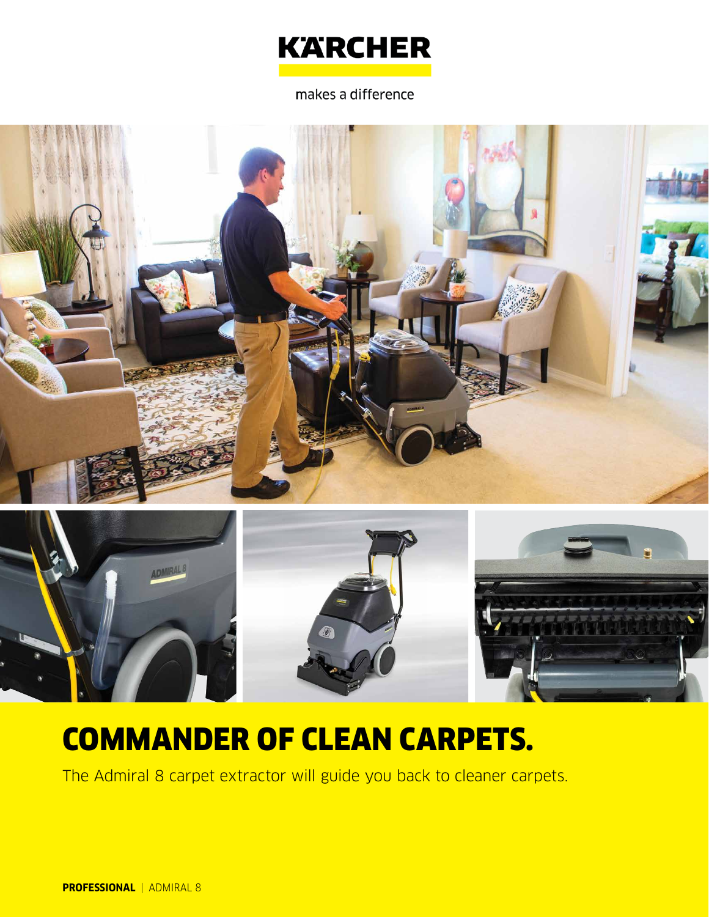KÄRCHER

makes a difference

# COMMANDER OF CLEAN CARPETS.

The Admiral 8 carpet extractor will guide you back to cleaner carpets.

**PROFESSIONAL** | ADMIRAL 8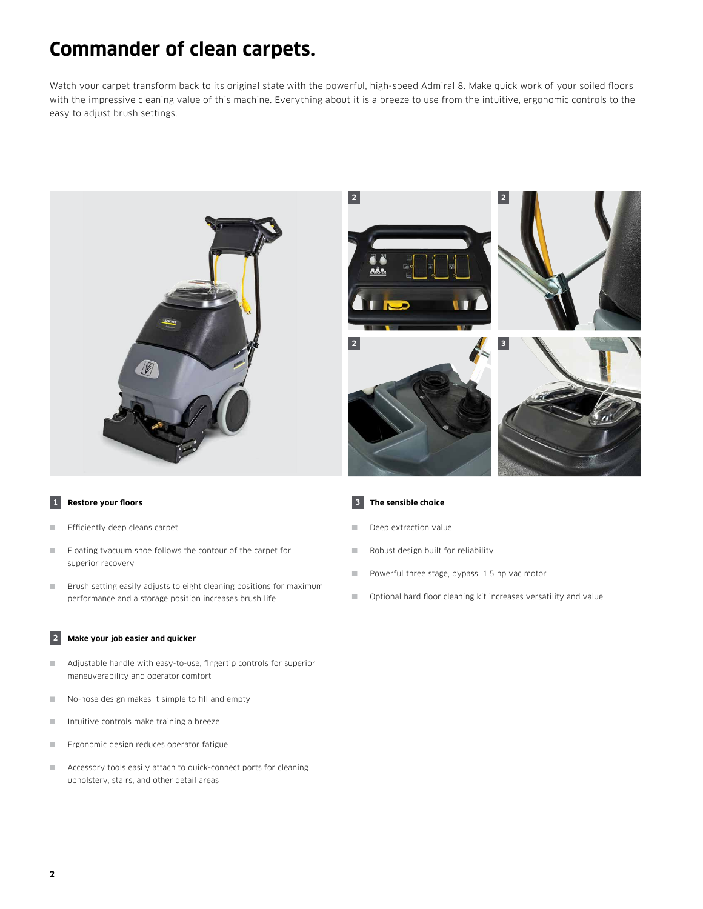# Commander of clean carpets.

Watch your carpet transform back to its original state with the powerful, high-speed Admiral 8. Make quick work of your soiled floors with the impressive cleaning value of this machine. Everything about it is a breeze to use from the intuitive, ergonomic controls to the easy to adjust brush settings.

### 1 Restore your floors

- Efficiently deep cleans carpet
- Floating tvacuum shoe follows the contour of the carpet for superior recovery
- Brush setting easily adjusts to eight cleaning positions for maximum performance and a storage position increases brush life

### 2 Make your job easier and quicker

- Adjustable handle with easy-to-use, fingertip controls for superior maneuverability and operator comfort
- No-hose design makes it simple to fill and empty
- Intuitive controls make training a breeze
- Ergonomic design reduces operator fatigue
- Accessory tools easily attach to quick-connect ports for cleaning upholstery, stairs, and other detail areas

### 3 The sensible choice

- Deep extraction value
- Robust design built for reliability
- Powerful three stage, bypass, 1.5 hp vac motor
- Optional hard floor cleaning kit increases versatility and value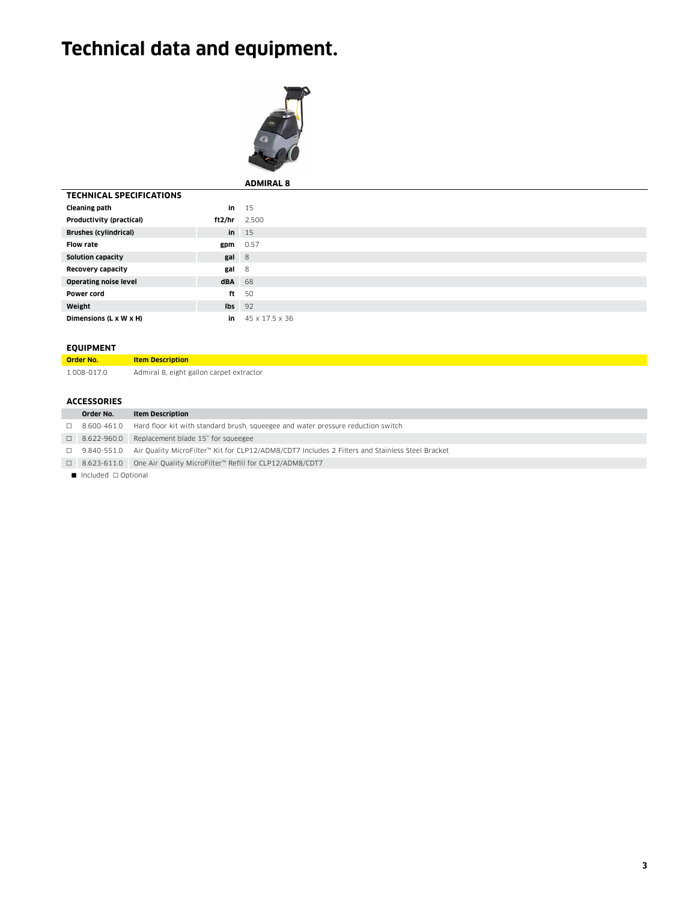# Technical data and equipment.

| TECHNICAL SPECIFICATIONS | | ADMIRAL 8 |
|---|---|---|
| **Cleaning path** | **in** | 15 |
| **Productivity (practical)** | **ft2/hr** | 2,500 |
| **Brushes (cylindrical)** | **in** | 15 |
| **Flow rate** | **gpm** | 0.57 |
| **Solution capacity** | **gal** | 8 |
| **Recovery capacity** | **gal** | 8 |
| **Operating noise level** | **dBA** | 68 |
| **Power cord** | **ft** | 50 |
| **Weight** | **lbs** | 92 |
| **Dimensions (L x W x H)** | **in** | 45 x 17.5 x 36 |

### EQUIPMENT

| Order No. | Item Description |
|---|---|
| 1.008-017.0 | Admiral 8, eight gallon carpet extractor |

### ACCESSORIES

| | Order No. | Item Description |
|---|---|---|
| □ | 8.600-461.0 | Hard floor kit with standard brush, squeegee and water pressure reduction switch |
| □ | 8.622-960.0 | Replacement blade 15" for squeegee |
| □ | 9.840-551.0 | Air Quality MicroFilter™ Kit for CLP12/ADM8/CDT7 Includes 2 Filters and Stainless Steel Bracket |
| □ | 8.623-611.0 | One Air Quality MicroFilter™ Refill for CLP12/ADM8/CDT7 |

■ Included □ Optional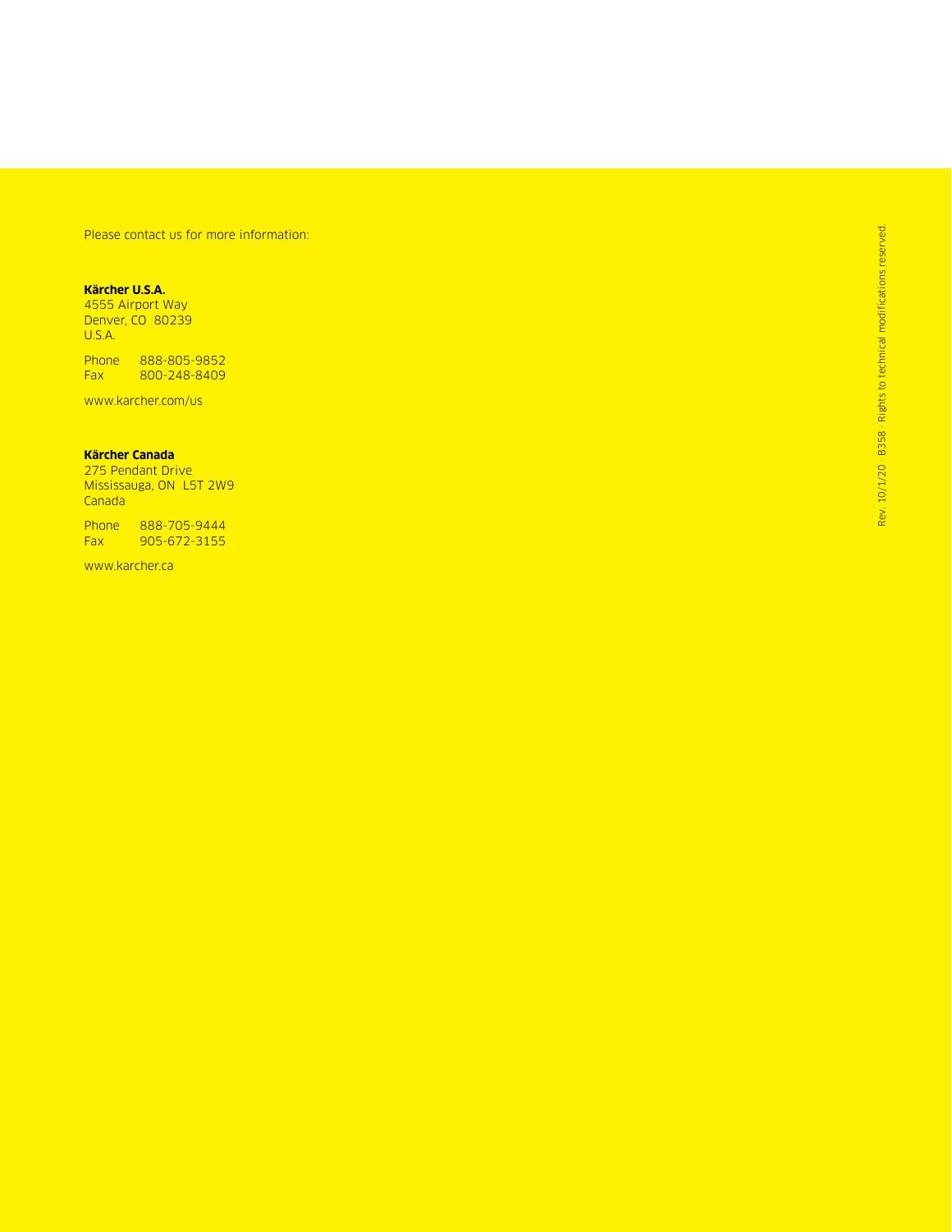Please contact us for more information:

**Kärcher U.S.A.**
4555 Airport Way
Denver, CO 80239
U.S.A.

Phone 888-805-9852
Fax 800-248-8409

www.karcher.com/us

**Kärcher Canada**
275 Pendant Drive
Mississauga, ON L5T 2W9
Canada

Phone 888-705-9444
Fax 905-672-3155

www.karcher.ca

Rev. 10/1/20 · B358 · Rights to technical modifications reserved.